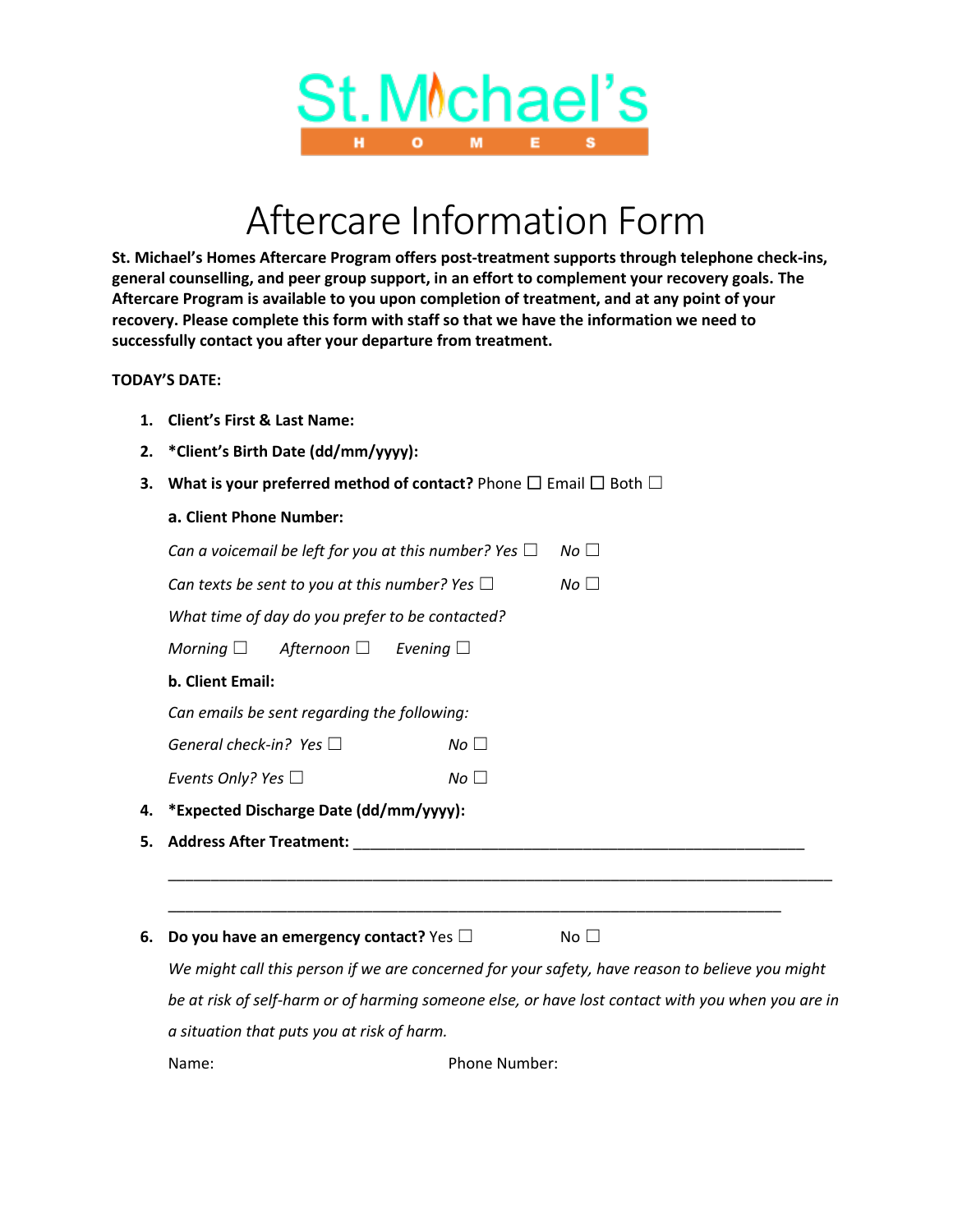St. Michael's
HOMES

# Aftercare Information Form

**St. Michael's Homes Aftercare Program offers post-treatment supports through telephone check-ins, general counselling, and peer group support, in an effort to complement your recovery goals. The Aftercare Program is available to you upon completion of treatment, and at any point of your recovery. Please complete this form with staff so that we have the information we need to successfully contact you after your departure from treatment.**

**TODAY'S DATE:**

1. **Client's First & Last Name:**
2. **\*Client's Birth Date (dd/mm/yyyy):**
3. **What is your preferred method of contact?** Phone ☐ Email ☐ Both ☐

   **a. Client Phone Number:**

   *Can a voicemail be left for you at this number? Yes* ☐ *No* ☐

   *Can texts be sent to you at this number? Yes* ☐ *No* ☐

   *What time of day do you prefer to be contacted?*

   *Morning* ☐ *Afternoon* ☐ *Evening* ☐

   **b. Client Email:**

   *Can emails be sent regarding the following:*

   *General check-in? Yes* ☐ *No* ☐

   *Events Only? Yes* ☐ *No* ☐

4. **\*Expected Discharge Date (dd/mm/yyyy):**
5. **Address After Treatment:** ____________________________________________________

   ________________________________________________________________________________

   ____________________________________________________________________________

6. **Do you have an emergency contact?** Yes ☐ No ☐

   *We might call this person if we are concerned for your safety, have reason to believe you might be at risk of self-harm or of harming someone else, or have lost contact with you when you are in a situation that puts you at risk of harm.*

   Name: Phone Number: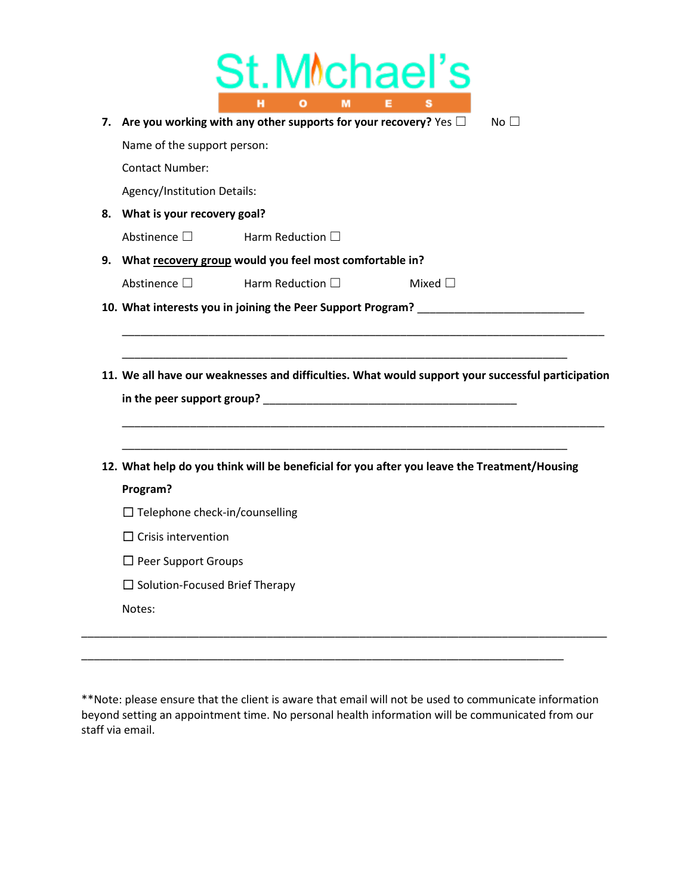St. Michael's HOMES

7. **Are you working with any other supports for your recovery?** Yes ☐ No ☐

   Name of the support person:

   Contact Number:

   Agency/Institution Details:

8. **What is your recovery goal?**

   Abstinence ☐ Harm Reduction ☐

9. **What <u>recovery group</u> would you feel most comfortable in?**

   Abstinence ☐ Harm Reduction ☐ Mixed ☐

10. **What interests you in joining the Peer Support Program?** ____________________________

    ____________________________________________________________________________________

    ____________________________________________________________________________

11. **We all have our weaknesses and difficulties. What would support your successful participation in the peer support group?** ____________________________________________

    ____________________________________________________________________________________

    ____________________________________________________________________________

12. **What help do you think will be beneficial for you after you leave the Treatment/Housing Program?**

    ☐ Telephone check-in/counselling

    ☐ Crisis intervention

    ☐ Peer Support Groups

    ☐ Solution-Focused Brief Therapy

    Notes:

____________________________________________________________________________________

__________________________________________________________________________________

**Note: please ensure that the client is aware that email will not be used to communicate information beyond setting an appointment time. No personal health information will be communicated from our staff via email.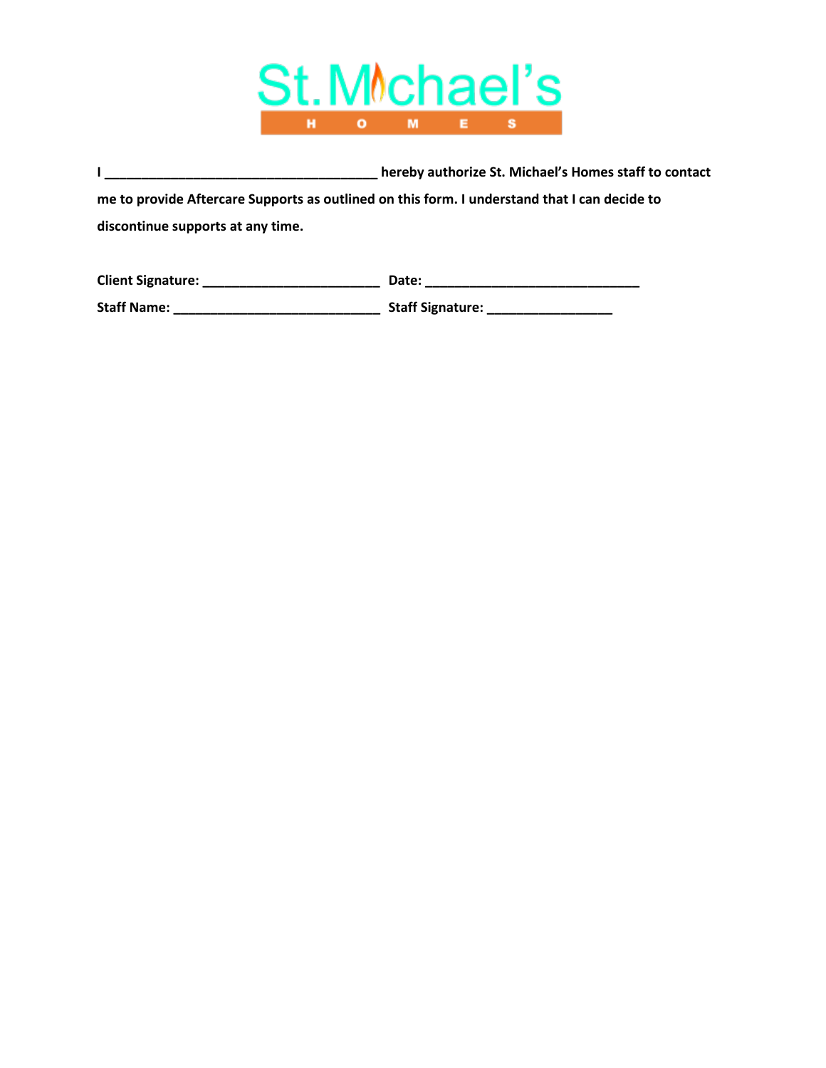St. Michael's HOMES

**I \_\_\_\_\_\_\_\_\_\_\_\_\_\_\_\_\_\_\_\_\_\_\_\_\_\_\_\_\_\_\_\_\_\_\_\_\_\_ hereby authorize St. Michael's Homes staff to contact me to provide Aftercare Supports as outlined on this form. I understand that I can decide to discontinue supports at any time.**

**Client Signature:** \_\_\_\_\_\_\_\_\_\_\_\_\_\_\_\_\_\_\_\_\_\_\_\_\_ **Date:** \_\_\_\_\_\_\_\_\_\_\_\_\_\_\_\_\_\_\_\_\_\_\_\_\_\_\_\_\_\_

**Staff Name:** \_\_\_\_\_\_\_\_\_\_\_\_\_\_\_\_\_\_\_\_\_\_\_\_\_\_\_\_\_ **Staff Signature:** \_\_\_\_\_\_\_\_\_\_\_\_\_\_\_\_\_\_